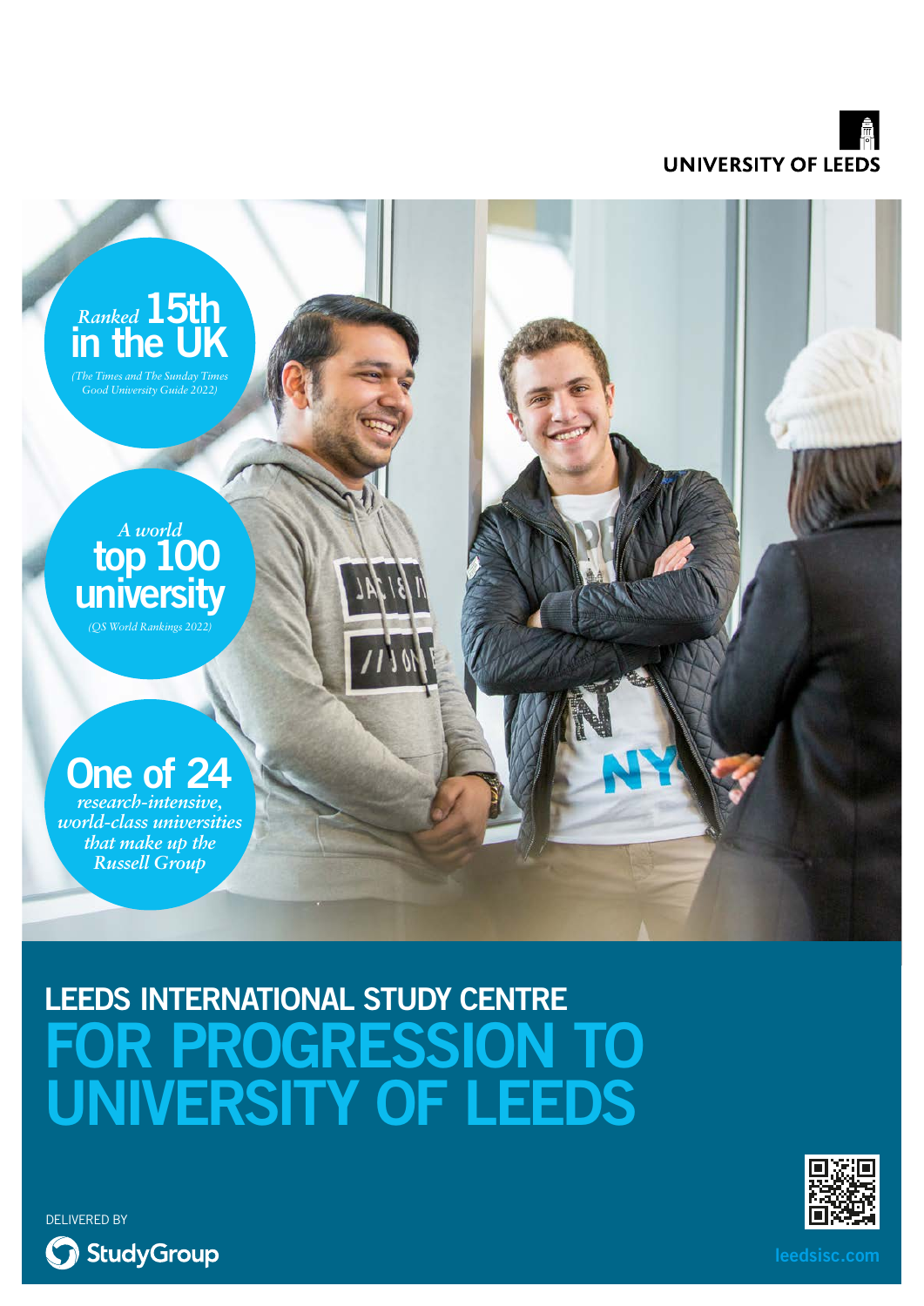UNIVERSITY OF LEEDS

*Ranked* **15th in the UK**
*(The Times and The Sunday Times Good University Guide 2022)*

*A world* **top 100 university**
*(QS World Rankings 2022)*

**One of 24** *research-intensive, world-class universities that make up the Russell Group*

## LEEDS INTERNATIONAL STUDY CENTRE

# FOR PROGRESSION TO UNIVERSITY OF LEEDS

DELIVERED BY

StudyGroup

leedsisc.com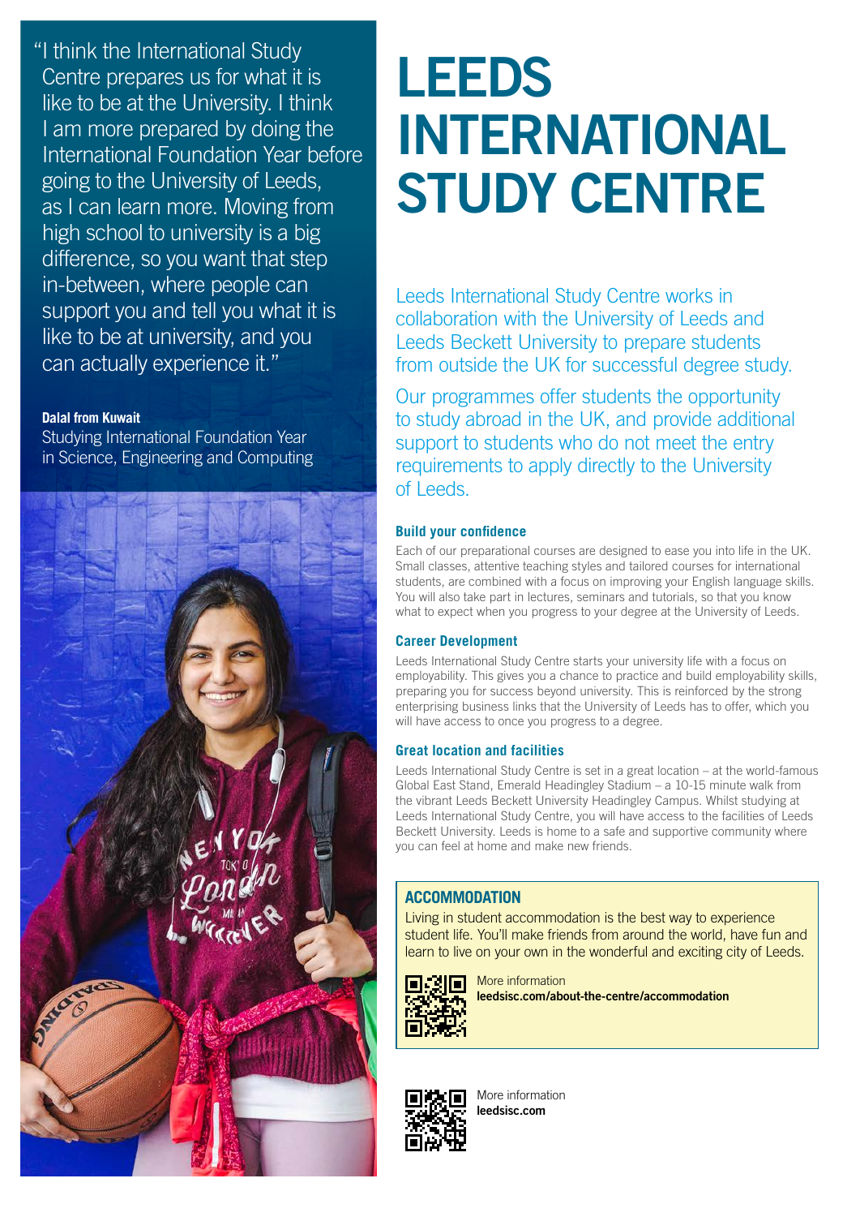"I think the International Study Centre prepares us for what it is like to be at the University. I think I am more prepared by doing the International Foundation Year before going to the University of Leeds, as I can learn more. Moving from high school to university is a big difference, so you want that step in-between, where people can support you and tell you what it is like to be at university, and you can actually experience it."

**Dalal from Kuwait**
Studying International Foundation Year in Science, Engineering and Computing

# LEEDS INTERNATIONAL STUDY CENTRE

Leeds International Study Centre works in collaboration with the University of Leeds and Leeds Beckett University to prepare students from outside the UK for successful degree study.

Our programmes offer students the opportunity to study abroad in the UK, and provide additional support to students who do not meet the entry requirements to apply directly to the University of Leeds.

### Build your confidence

Each of our preparational courses are designed to ease you into life in the UK. Small classes, attentive teaching styles and tailored courses for international students, are combined with a focus on improving your English language skills. You will also take part in lectures, seminars and tutorials, so that you know what to expect when you progress to your degree at the University of Leeds.

### Career Development

Leeds International Study Centre starts your university life with a focus on employability. This gives you a chance to practice and build employability skills, preparing you for success beyond university. This is reinforced by the strong enterprising business links that the University of Leeds has to offer, which you will have access to once you progress to a degree.

### Great location and facilities

Leeds International Study Centre is set in a great location – at the world-famous Global East Stand, Emerald Headingley Stadium – a 10-15 minute walk from the vibrant Leeds Beckett University Headingley Campus. Whilst studying at Leeds International Study Centre, you will have access to the facilities of Leeds Beckett University. Leeds is home to a safe and supportive community where you can feel at home and make new friends.

### ACCOMMODATION

Living in student accommodation is the best way to experience student life. You'll make friends from around the world, have fun and learn to live on your own in the wonderful and exciting city of Leeds.

More information
**leedsisc.com/about-the-centre/accommodation**

More information
**leedsisc.com**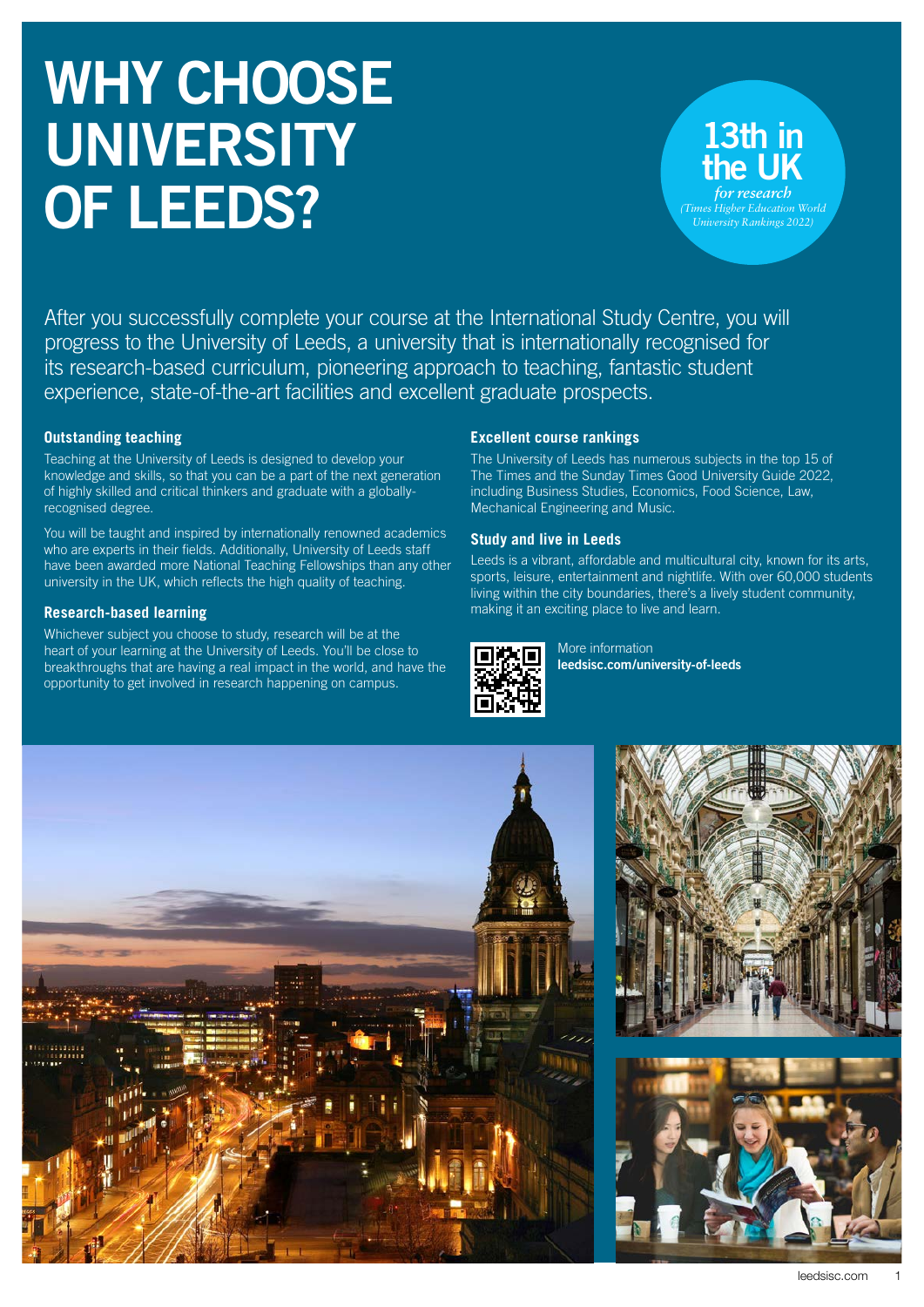# WHY CHOOSE UNIVERSITY OF LEEDS?

**13th in the UK** *for research* *(Times Higher Education World University Rankings 2022)*

After you successfully complete your course at the International Study Centre, you will progress to the University of Leeds, a university that is internationally recognised for its research-based curriculum, pioneering approach to teaching, fantastic student experience, state-of-the-art facilities and excellent graduate prospects.

### Outstanding teaching

Teaching at the University of Leeds is designed to develop your knowledge and skills, so that you can be a part of the next generation of highly skilled and critical thinkers and graduate with a globally-recognised degree.

You will be taught and inspired by internationally renowned academics who are experts in their fields. Additionally, University of Leeds staff have been awarded more National Teaching Fellowships than any other university in the UK, which reflects the high quality of teaching.

### Research-based learning

Whichever subject you choose to study, research will be at the heart of your learning at the University of Leeds. You'll be close to breakthroughs that are having a real impact in the world, and have the opportunity to get involved in research happening on campus.

### Excellent course rankings

The University of Leeds has numerous subjects in the top 15 of The Times and the Sunday Times Good University Guide 2022, including Business Studies, Economics, Food Science, Law, Mechanical Engineering and Music.

### Study and live in Leeds

Leeds is a vibrant, affordable and multicultural city, known for its arts, sports, leisure, entertainment and nightlife. With over 60,000 students living within the city boundaries, there's a lively student community, making it an exciting place to live and learn.

More information
**leedsisc.com/university-of-leeds**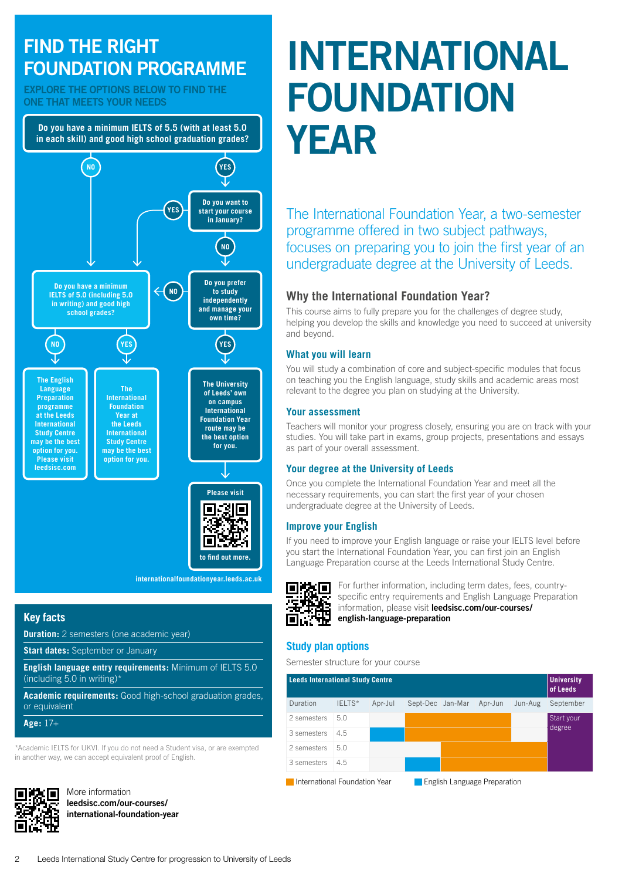# INTERNATIONAL FOUNDATION YEAR

The International Foundation Year, a two-semester programme offered in two subject pathways, focuses on preparing you to join the first year of an undergraduate degree at the University of Leeds.

## FIND THE RIGHT FOUNDATION PROGRAMME

EXPLORE THE OPTIONS BELOW TO FIND THE ONE THAT MEETS YOUR NEEDS

**Do you have a minimum IELTS of 5.5 (with at least 5.0 in each skill) and good high school graduation grades?**

- **YES** → **Do you want to start your course in January?**
  - **YES** → Do you have a minimum IELTS of 5.0 (including 5.0 in writing) and good high school grades?
  - **NO** → **Do you prefer to study independently and manage your own time?**
    - **YES** → The University of Leeds' own on campus International Foundation Year route may be the best option for you. Please visit [QR code] to find out more. internationalfoundationyear.leeds.ac.uk
    - **NO** → Do you have a minimum IELTS of 5.0 (including 5.0 in writing) and good high school grades?
- **NO** → **Do you have a minimum IELTS of 5.0 (including 5.0 in writing) and good high school grades?**
  - **NO** → The English Language Preparation programme at the Leeds International Study Centre may be the best option for you. Please visit leedsisc.com
  - **YES** → The International Foundation Year at the Leeds International Study Centre may be the best option for you.

## Key facts

**Duration:** 2 semesters (one academic year)

**Start dates:** September or January

**English language entry requirements:** Minimum of IELTS 5.0 (including 5.0 in writing)*

**Academic requirements:** Good high-school graduation grades, or equivalent

**Age:** 17+

*Academic IELTS for UKVI. If you do not need a Student visa, or are exempted in another way, we can accept equivalent proof of English.

More information
**leedsisc.com/our-courses/international-foundation-year**

## Why the International Foundation Year?

This course aims to fully prepare you for the challenges of degree study, helping you develop the skills and knowledge you need to succeed at university and beyond.

### What you will learn

You will study a combination of core and subject-specific modules that focus on teaching you the English language, study skills and academic areas most relevant to the degree you plan on studying at the University.

### Your assessment

Teachers will monitor your progress closely, ensuring you are on track with your studies. You will take part in exams, group projects, presentations and essays as part of your overall assessment.

### Your degree at the University of Leeds

Once you complete the International Foundation Year and meet all the necessary requirements, you can start the first year of your chosen undergraduate degree at the University of Leeds.

### Improve your English

If you need to improve your English language or raise your IELTS level before you start the International Foundation Year, you can first join an English Language Preparation course at the Leeds International Study Centre.

For further information, including term dates, fees, country-specific entry requirements and English Language Preparation information, please visit **leedsisc.com/our-courses/english-language-preparation**

### Study plan options

Semester structure for your course

| Leeds International Study Centre | | | | | | | University of Leeds |
|---|---|---|---|---|---|---|---|
| Duration | IELTS* | Apr-Jul | Sept-Dec | Jan-Mar | Apr-Jun | Jun-Aug | September |
| 2 semesters | 5.0 | | International Foundation Year | International Foundation Year | International Foundation Year | | Start your degree |
| 3 semesters | 4.5 | English Language Preparation | International Foundation Year | International Foundation Year | International Foundation Year | | Start your degree |
| 2 semesters | 5.0 | | | International Foundation Year | International Foundation Year | International Foundation Year | Start your degree |
| 3 semesters | 4.5 | | English Language Preparation | International Foundation Year | International Foundation Year | International Foundation Year | Start your degree |

International Foundation Year | English Language Preparation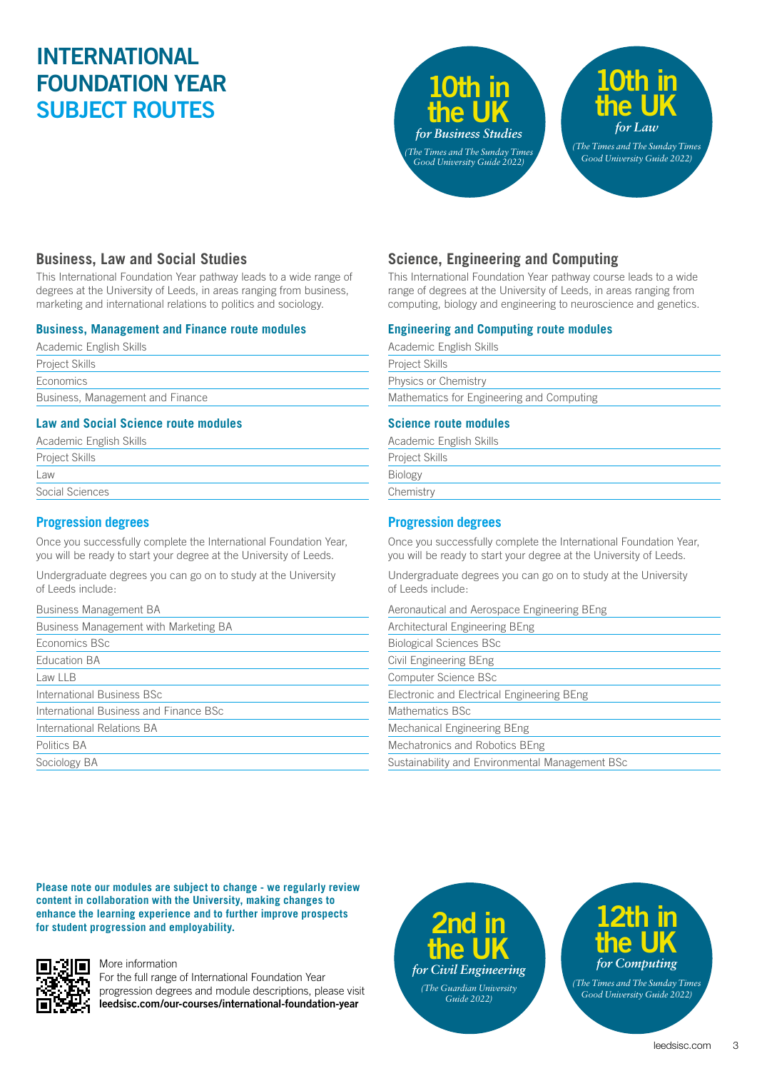# INTERNATIONAL FOUNDATION YEAR SUBJECT ROUTES

**10th in the UK** *for Business Studies* *(The Times and The Sunday Times Good University Guide 2022)*

**10th in the UK** *for Law* *(The Times and The Sunday Times Good University Guide 2022)*

## Business, Law and Social Studies

This International Foundation Year pathway leads to a wide range of degrees at the University of Leeds, in areas ranging from business, marketing and international relations to politics and sociology.

### Business, Management and Finance route modules

- Academic English Skills
- Project Skills
- Economics
- Business, Management and Finance

### Law and Social Science route modules

- Academic English Skills
- Project Skills
- Law
- Social Sciences

### Progression degrees

Once you successfully complete the International Foundation Year, you will be ready to start your degree at the University of Leeds.

Undergraduate degrees you can go on to study at the University of Leeds include:

- Business Management BA
- Business Management with Marketing BA
- Economics BSc
- Education BA
- Law LLB
- International Business BSc
- International Business and Finance BSc
- International Relations BA
- Politics BA
- Sociology BA

## Science, Engineering and Computing

This International Foundation Year pathway course leads to a wide range of degrees at the University of Leeds, in areas ranging from computing, biology and engineering to neuroscience and genetics.

### Engineering and Computing route modules

- Academic English Skills
- Project Skills
- Physics or Chemistry
- Mathematics for Engineering and Computing

### Science route modules

- Academic English Skills
- Project Skills
- Biology
- Chemistry

### Progression degrees

Once you successfully complete the International Foundation Year, you will be ready to start your degree at the University of Leeds.

Undergraduate degrees you can go on to study at the University of Leeds include:

- Aeronautical and Aerospace Engineering BEng
- Architectural Engineering BEng
- Biological Sciences BSc
- Civil Engineering BEng
- Computer Science BSc
- Electronic and Electrical Engineering BEng
- Mathematics BSc
- Mechanical Engineering BEng
- Mechatronics and Robotics BEng
- Sustainability and Environmental Management BSc

**Please note our modules are subject to change - we regularly review content in collaboration with the University, making changes to enhance the learning experience and to further improve prospects for student progression and employability.**

More information
For the full range of International Foundation Year progression degrees and module descriptions, please visit **leedsisc.com/our-courses/international-foundation-year**

**2nd in the UK** *for Civil Engineering* *(The Guardian University Guide 2022)*

**12th in the UK** *for Computing* *(The Times and The Sunday Times Good University Guide 2022)*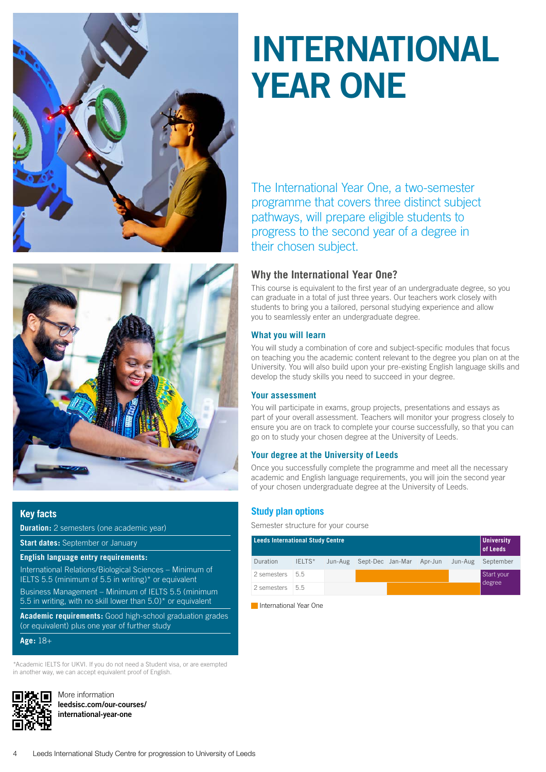# INTERNATIONAL YEAR ONE

The International Year One, a two-semester programme that covers three distinct subject pathways, will prepare eligible students to progress to the second year of a degree in their chosen subject.

## Why the International Year One?

This course is equivalent to the first year of an undergraduate degree, so you can graduate in a total of just three years. Our teachers work closely with students to bring you a tailored, personal studying experience and allow you to seamlessly enter an undergraduate degree.

### What you will learn

You will study a combination of core and subject-specific modules that focus on teaching you the academic content relevant to the degree you plan on at the University. You will also build upon your pre-existing English language skills and develop the study skills you need to succeed in your degree.

### Your assessment

You will participate in exams, group projects, presentations and essays as part of your overall assessment. Teachers will monitor your progress closely to ensure you are on track to complete your course successfully, so that you can go on to study your chosen degree at the University of Leeds.

### Your degree at the University of Leeds

Once you successfully complete the programme and meet all the necessary academic and English language requirements, you will join the second year of your chosen undergraduate degree at the University of Leeds.

## Key facts

**Duration:** 2 semesters (one academic year)

**Start dates:** September or January

**English language entry requirements:**

International Relations/Biological Sciences – Minimum of IELTS 5.5 (minimum of 5.5 in writing)* or equivalent

Business Management – Minimum of IELTS 5.5 (minimum 5.5 in writing, with no skill lower than 5.0)* or equivalent

**Academic requirements:** Good high-school graduation grades (or equivalent) plus one year of further study

**Age:** 18+

*Academic IELTS for UKVI. If you do not need a Student visa, or are exempted in another way, we can accept equivalent proof of English.

More information
**leedsisc.com/our-courses/international-year-one**

## Study plan options

Semester structure for your course

| Leeds International Study Centre | | | | | | | University of Leeds |
|---|---|---|---|---|---|---|---|
| Duration | IELTS* | Jun-Aug | Sept-Dec | Jan-Mar | Apr-Jun | Jun-Aug | September |
| 2 semesters | 5.5 | | International Year One | International Year One | International Year One | | Start your degree |
| 2 semesters | 5.5 | | | International Year One | International Year One | International Year One | Start your degree |

International Year One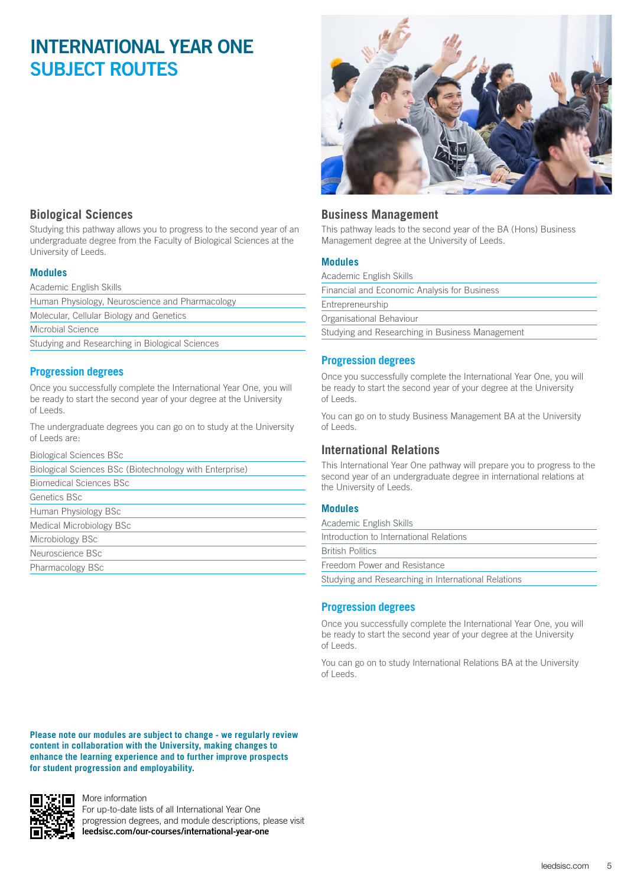# INTERNATIONAL YEAR ONE SUBJECT ROUTES

## Biological Sciences

Studying this pathway allows you to progress to the second year of an undergraduate degree from the Faculty of Biological Sciences at the University of Leeds.

### Modules

- Academic English Skills
- Human Physiology, Neuroscience and Pharmacology
- Molecular, Cellular Biology and Genetics
- Microbial Science
- Studying and Researching in Biological Sciences

### Progression degrees

Once you successfully complete the International Year One, you will be ready to start the second year of your degree at the University of Leeds.

The undergraduate degrees you can go on to study at the University of Leeds are:

- Biological Sciences BSc
- Biological Sciences BSc (Biotechnology with Enterprise)
- Biomedical Sciences BSc
- Genetics BSc
- Human Physiology BSc
- Medical Microbiology BSc
- Microbiology BSc
- Neuroscience BSc
- Pharmacology BSc

## Business Management

This pathway leads to the second year of the BA (Hons) Business Management degree at the University of Leeds.

### Modules

- Academic English Skills
- Financial and Economic Analysis for Business
- Entrepreneurship
- Organisational Behaviour
- Studying and Researching in Business Management

### Progression degrees

Once you successfully complete the International Year One, you will be ready to start the second year of your degree at the University of Leeds.

You can go on to study Business Management BA at the University of Leeds.

## International Relations

This International Year One pathway will prepare you to progress to the second year of an undergraduate degree in international relations at the University of Leeds.

### Modules

- Academic English Skills
- Introduction to International Relations
- British Politics
- Freedom Power and Resistance
- Studying and Researching in International Relations

### Progression degrees

Once you successfully complete the International Year One, you will be ready to start the second year of your degree at the University of Leeds.

You can go on to study International Relations BA at the University of Leeds.

**Please note our modules are subject to change - we regularly review content in collaboration with the University, making changes to enhance the learning experience and to further improve prospects for student progression and employability.**

More information
For up-to-date lists of all International Year One progression degrees, and module descriptions, please visit **leedsisc.com/our-courses/international-year-one**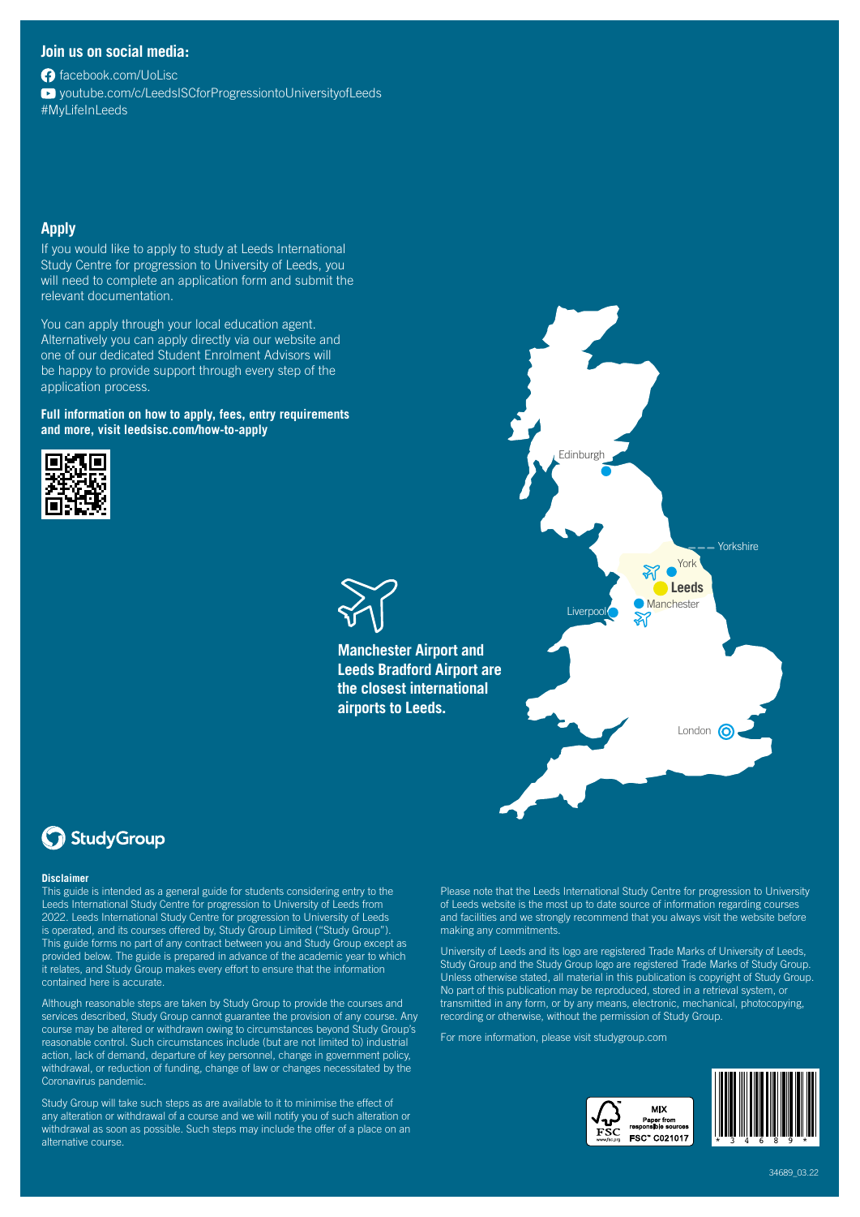## Join us on social media:

facebook.com/UoLisc
youtube.com/c/LeedsISCforProgressiontoUniversityofLeeds
#MyLifeInLeeds

## Apply

If you would like to apply to study at Leeds International Study Centre for progression to University of Leeds, you will need to complete an application form and submit the relevant documentation.

You can apply through your local education agent. Alternatively you can apply directly via our website and one of our dedicated Student Enrolment Advisors will be happy to provide support through every step of the application process.

**Full information on how to apply, fees, entry requirements and more, visit leedsisc.com/how-to-apply**

Edinburgh
Yorkshire
York
Leeds
Manchester
Liverpool
London

**Manchester Airport and Leeds Bradford Airport are the closest international airports to Leeds.**

StudyGroup

**Disclaimer**

This guide is intended as a general guide for students considering entry to the Leeds International Study Centre for progression to University of Leeds from 2022. Leeds International Study Centre for progression to University of Leeds is operated, and its courses offered by, Study Group Limited ("Study Group"). This guide forms no part of any contract between you and Study Group except as provided below. The guide is prepared in advance of the academic year to which it relates, and Study Group makes every effort to ensure that the information contained here is accurate.

Although reasonable steps are taken by Study Group to provide the courses and services described, Study Group cannot guarantee the provision of any course. Any course may be altered or withdrawn owing to circumstances beyond Study Group's reasonable control. Such circumstances include (but are not limited to) industrial action, lack of demand, departure of key personnel, change in government policy, withdrawal, or reduction of funding, change of law or changes necessitated by the Coronavirus pandemic.

Study Group will take such steps as are available to it to minimise the effect of any alteration or withdrawal of a course and we will notify you of such alteration or withdrawal as soon as possible. Such steps may include the offer of a place on an alternative course.

Please note that the Leeds International Study Centre for progression to University of Leeds website is the most up to date source of information regarding courses and facilities and we strongly recommend that you always visit the website before making any commitments.

University of Leeds and its logo are registered Trade Marks of University of Leeds, Study Group and the Study Group logo are registered Trade Marks of Study Group. Unless otherwise stated, all material in this publication is copyright of Study Group. No part of this publication may be reproduced, stored in a retrieval system, or transmitted in any form, or by any means, electronic, mechanical, photocopying, recording or otherwise, without the permission of Study Group.

For more information, please visit studygroup.com

MIX
Paper from responsible sources
FSC™ C021017

* 3 4 6 8 9 *

34689_03.22